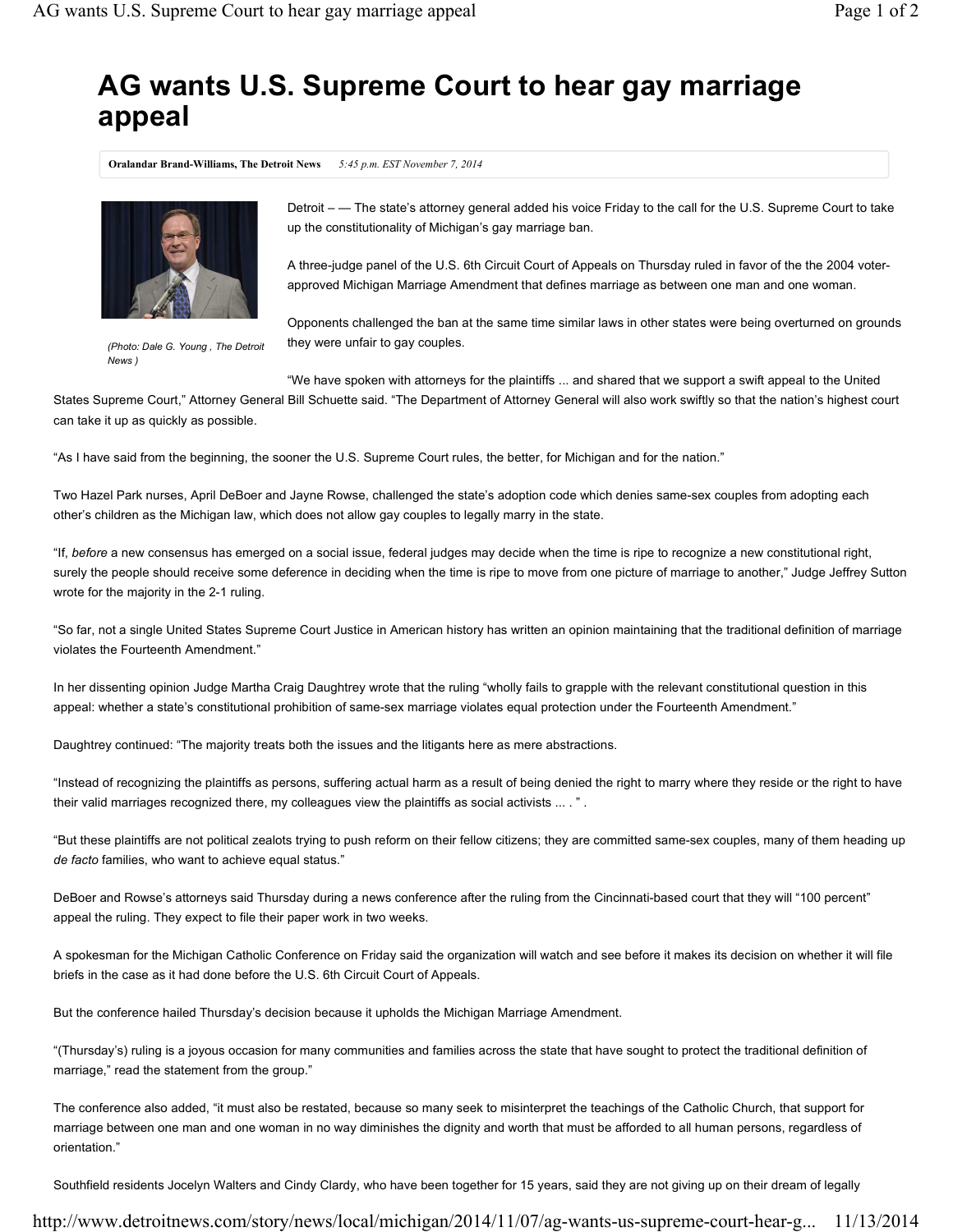# AG wants U.S. Supreme Court to hear gay marriage appeal

**Oralandar Brand-Williams, The Detroit News** *5:45 p.m. EST November 7, 2014*

*(Photo: Dale G. Young , The Detroit News )*

Detroit – — The state's attorney general added his voice Friday to the call for the U.S. Supreme Court to take up the constitutionality of Michigan's gay marriage ban.

A three-judge panel of the U.S. 6th Circuit Court of Appeals on Thursday ruled in favor of the the 2004 voter-approved Michigan Marriage Amendment that defines marriage as between one man and one woman.

Opponents challenged the ban at the same time similar laws in other states were being overturned on grounds they were unfair to gay couples.

"We have spoken with attorneys for the plaintiffs ... and shared that we support a swift appeal to the United States Supreme Court," Attorney General Bill Schuette said. "The Department of Attorney General will also work swiftly so that the nation's highest court can take it up as quickly as possible.

"As I have said from the beginning, the sooner the U.S. Supreme Court rules, the better, for Michigan and for the nation."

Two Hazel Park nurses, April DeBoer and Jayne Rowse, challenged the state's adoption code which denies same-sex couples from adopting each other's children as the Michigan law, which does not allow gay couples to legally marry in the state.

"If, *before* a new consensus has emerged on a social issue, federal judges may decide when the time is ripe to recognize a new constitutional right, surely the people should receive some deference in deciding when the time is ripe to move from one picture of marriage to another," Judge Jeffrey Sutton wrote for the majority in the 2-1 ruling.

"So far, not a single United States Supreme Court Justice in American history has written an opinion maintaining that the traditional definition of marriage violates the Fourteenth Amendment."

In her dissenting opinion Judge Martha Craig Daughtrey wrote that the ruling "wholly fails to grapple with the relevant constitutional question in this appeal: whether a state's constitutional prohibition of same-sex marriage violates equal protection under the Fourteenth Amendment."

Daughtrey continued: "The majority treats both the issues and the litigants here as mere abstractions.

"Instead of recognizing the plaintiffs as persons, suffering actual harm as a result of being denied the right to marry where they reside or the right to have their valid marriages recognized there, my colleagues view the plaintiffs as social activists ... . " .

"But these plaintiffs are not political zealots trying to push reform on their fellow citizens; they are committed same-sex couples, many of them heading up *de facto* families, who want to achieve equal status."

DeBoer and Rowse's attorneys said Thursday during a news conference after the ruling from the Cincinnati-based court that they will "100 percent" appeal the ruling. They expect to file their paper work in two weeks.

A spokesman for the Michigan Catholic Conference on Friday said the organization will watch and see before it makes its decision on whether it will file briefs in the case as it had done before the U.S. 6th Circuit Court of Appeals.

But the conference hailed Thursday's decision because it upholds the Michigan Marriage Amendment.

"(Thursday's) ruling is a joyous occasion for many communities and families across the state that have sought to protect the traditional definition of marriage," read the statement from the group."

The conference also added, "it must also be restated, because so many seek to misinterpret the teachings of the Catholic Church, that support for marriage between one man and one woman in no way diminishes the dignity and worth that must be afforded to all human persons, regardless of orientation."

Southfield residents Jocelyn Walters and Cindy Clardy, who have been together for 15 years, said they are not giving up on their dream of legally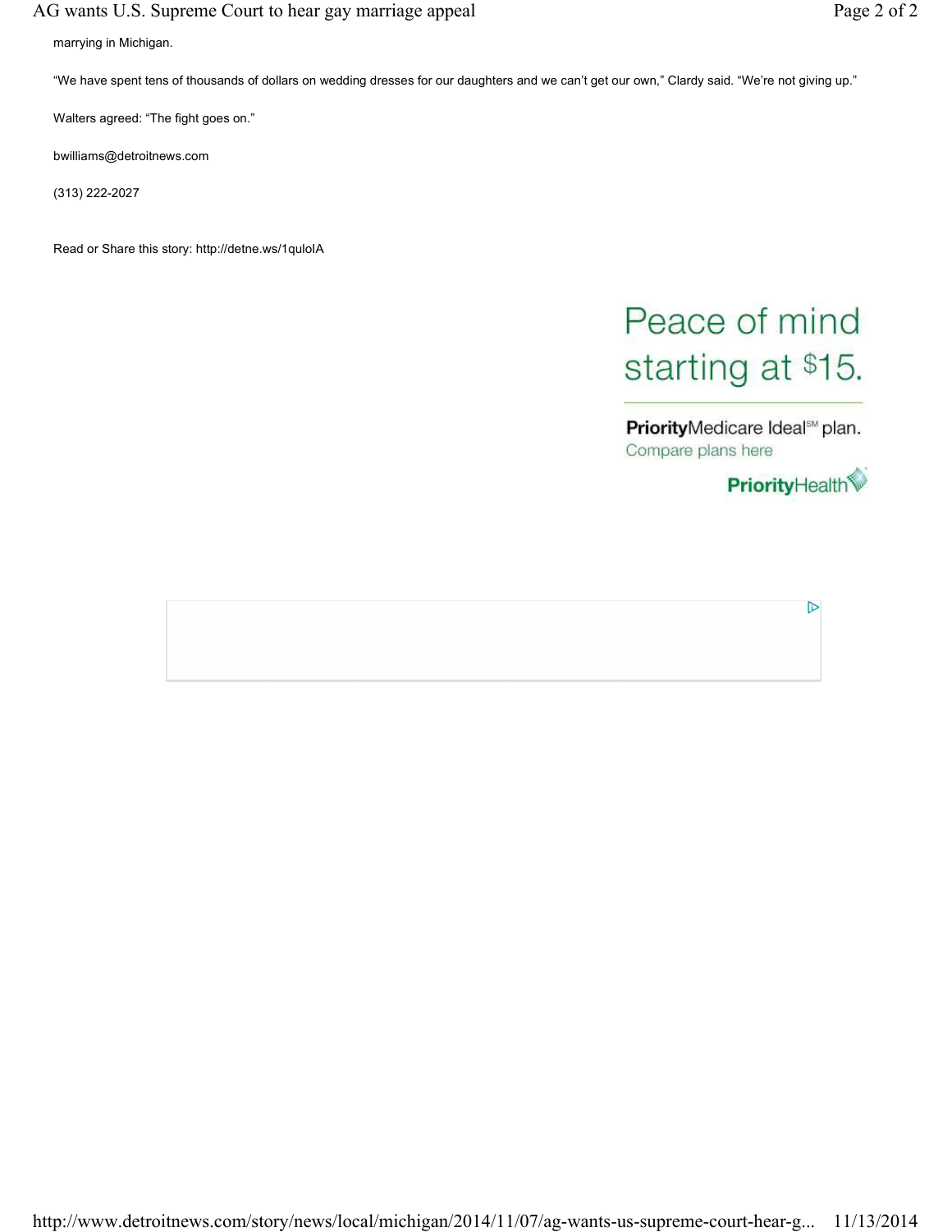marrying in Michigan.

“We have spent tens of thousands of dollars on wedding dresses for our daughters and we can’t get our own,” Clardy said. “We’re not giving up.”

Walters agreed: “The fight goes on.”

bwilliams@detroitnews.com

(313) 222-2027

Read or Share this story: http://detne.ws/1quloIA

Peace of mind starting at $15.

PriorityMedicare Ideal℠ plan.
Compare plans here

PriorityHealth